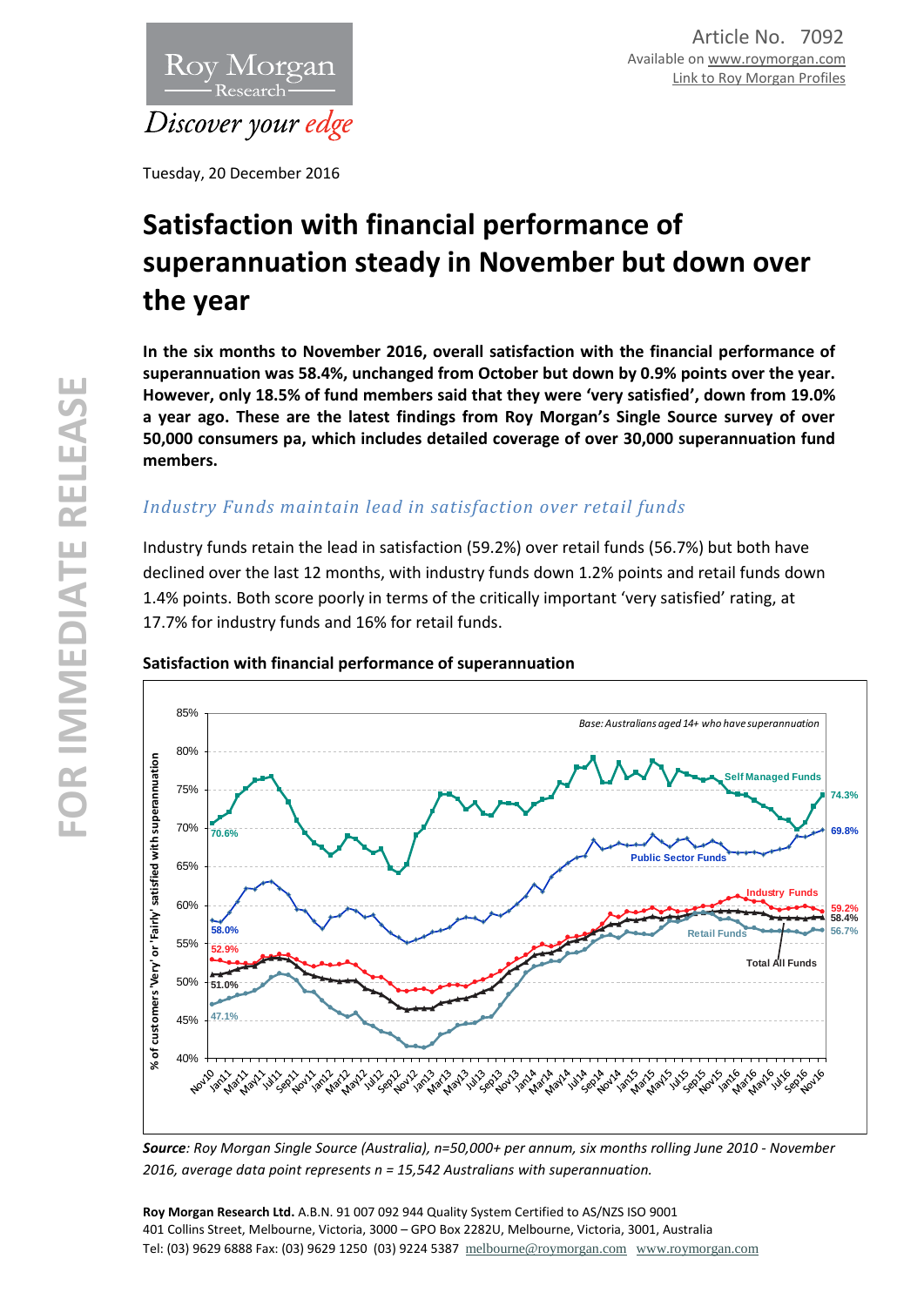Article No. 7092
Available on www.roymorgan.com
Link to Roy Morgan Profiles

Tuesday, 20 December 2016

# Satisfaction with financial performance of superannuation steady in November but down over the year

**In the six months to November 2016, overall satisfaction with the financial performance of superannuation was 58.4%, unchanged from October but down by 0.9% points over the year. However, only 18.5% of fund members said that they were 'very satisfied', down from 19.0% a year ago. These are the latest findings from Roy Morgan's Single Source survey of over 50,000 consumers pa, which includes detailed coverage of over 30,000 superannuation fund members.**

## *Industry Funds maintain lead in satisfaction over retail funds*

Industry funds retain the lead in satisfaction (59.2%) over retail funds (56.7%) but both have declined over the last 12 months, with industry funds down 1.2% points and retail funds down 1.4% points. Both score poorly in terms of the critically important 'very satisfied' rating, at 17.7% for industry funds and 16% for retail funds.

**Satisfaction with financial performance of superannuation**

*Source: Roy Morgan Single Source (Australia), n=50,000+ per annum, six months rolling June 2010 - November 2016, average data point represents n = 15,542 Australians with superannuation.*

**Roy Morgan Research Ltd.** A.B.N. 91 007 092 944 Quality System Certified to AS/NZS ISO 9001
401 Collins Street, Melbourne, Victoria, 3000 – GPO Box 2282U, Melbourne, Victoria, 3001, Australia
Tel: (03) 9629 6888 Fax: (03) 9629 1250 (03) 9224 5387 melbourne@roymorgan.com www.roymorgan.com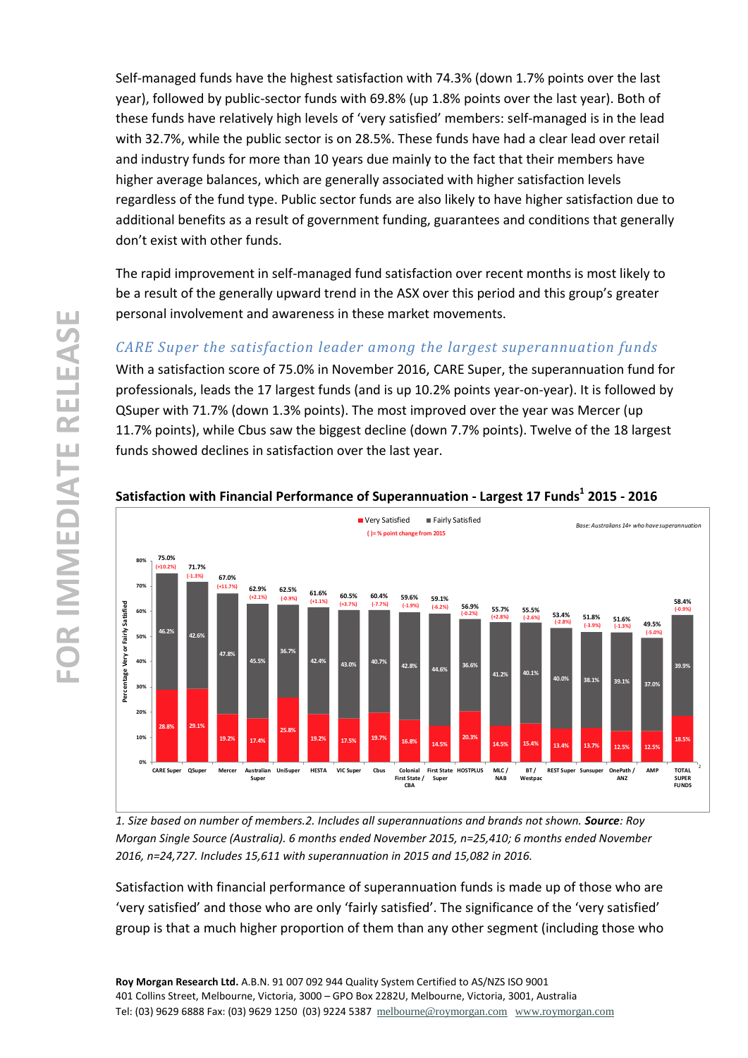Self-managed funds have the highest satisfaction with 74.3% (down 1.7% points over the last year), followed by public-sector funds with 69.8% (up 1.8% points over the last year). Both of these funds have relatively high levels of 'very satisfied' members: self-managed is in the lead with 32.7%, while the public sector is on 28.5%. These funds have had a clear lead over retail and industry funds for more than 10 years due mainly to the fact that their members have higher average balances, which are generally associated with higher satisfaction levels regardless of the fund type. Public sector funds are also likely to have higher satisfaction due to additional benefits as a result of government funding, guarantees and conditions that generally don't exist with other funds.

The rapid improvement in self-managed fund satisfaction over recent months is most likely to be a result of the generally upward trend in the ASX over this period and this group's greater personal involvement and awareness in these market movements.

### *CARE Super the satisfaction leader among the largest superannuation funds*

With a satisfaction score of 75.0% in November 2016, CARE Super, the superannuation fund for professionals, leads the 17 largest funds (and is up 10.2% points year-on-year). It is followed by QSuper with 71.7% (down 1.3% points). The most improved over the year was Mercer (up 11.7% points), while Cbus saw the biggest decline (down 7.7% points). Twelve of the 18 largest funds showed declines in satisfaction over the last year.

**Satisfaction with Financial Performance of Superannuation - Largest 17 Funds[1] 2015 - 2016**

*Base: Australians 14+ who have superannuation*

| Fund | Very or Fairly Satisfied (Total) | ( ) = % point change from 2015 | Fairly Satisfied | Very Satisfied |
|---|---|---|---|---|
| CARE Super | 75.0% | (+10.2%) | 46.2% | 28.8% |
| QSuper | 71.7% | (-1.3%) | 42.6% | 29.1% |
| Mercer | 67.0% | (+11.7%) | 47.8% | 19.2% |
| Australian Super | 62.9% | (+2.1%) | 45.5% | 17.4% |
| UniSuper | 62.5% | (-0.9%) | 36.7% | 25.8% |
| HESTA | 61.6% | (+1.1%) | 42.4% | 19.2% |
| VIC Super | 60.5% | (+3.7%) | 43.0% | 17.5% |
| Cbus | 60.4% | (-7.7%) | 40.7% | 19.7% |
| Colonial First State / CBA | 59.6% | (-1.9%) | 42.8% | 16.8% |
| First State Super | 59.1% | (-6.2%) | 44.6% | 14.5% |
| HOSTPLUS | 56.9% | (-0.2%) | 36.6% | 20.3% |
| MLC / NAB | 55.7% | (+2.8%) | 41.2% | 14.5% |
| BT / Westpac | 55.5% | (-2.6%) | 40.1% | 15.4% |
| REST Super | 53.4% | (-2.8%) | 40.0% | 13.4% |
| Sunsuper | 51.8% | (-3.9%) | 38.1% | 13.7% |
| OnePath / ANZ | 51.6% | (-1.3%) | 39.1% | 12.5% |
| AMP | 49.5% | (-5.0%) | 37.0% | 12.5% |
| TOTAL SUPER FUNDS[2] | 58.4% | (-0.9%) | 39.9% | 18.5% |

*1. Size based on number of members.2. Includes all superannuations and brands not shown.* ***Source****: Roy Morgan Single Source (Australia). 6 months ended November 2015, n=25,410; 6 months ended November 2016, n=24,727. Includes 15,611 with superannuation in 2015 and 15,082 in 2016.*

Satisfaction with financial performance of superannuation funds is made up of those who are 'very satisfied' and those who are only 'fairly satisfied'. The significance of the 'very satisfied' group is that a much higher proportion of them than any other segment (including those who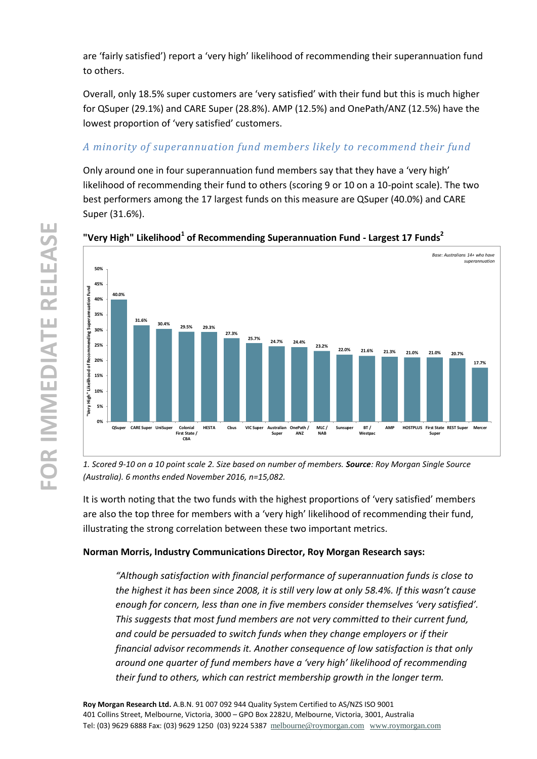are ‘fairly satisfied’) report a ‘very high’ likelihood of recommending their superannuation fund to others.

Overall, only 18.5% super customers are ‘very satisfied’ with their fund but this is much higher for QSuper (29.1%) and CARE Super (28.8%). AMP (12.5%) and OnePath/ANZ (12.5%) have the lowest proportion of ‘very satisfied’ customers.

### *A minority of superannuation fund members likely to recommend their fund*

Only around one in four superannuation fund members say that they have a ‘very high’ likelihood of recommending their fund to others (scoring 9 or 10 on a 10-point scale). The two best performers among the 17 largest funds on this measure are QSuper (40.0%) and CARE Super (31.6%).

**"Very High" Likelihood[1] of Recommending Superannuation Fund - Largest 17 Funds[2]**

*Base: Australians 14+ who have superannuation*

| Fund | "Very High" Likelihood of Recommending Superannuation Fund |
|---|---|
| QSuper | 40.0% |
| CARE Super | 31.6% |
| UniSuper | 30.4% |
| Colonial First State / CBA | 29.5% |
| HESTA | 29.3% |
| Cbus | 27.3% |
| VIC Super | 25.7% |
| Australian Super | 24.7% |
| OnePath / ANZ | 24.4% |
| MLC / NAB | 23.2% |
| Sunsuper | 22.0% |
| BT / Westpac | 21.6% |
| AMP | 21.3% |
| HOSTPLUS | 21.0% |
| First State Super | 21.0% |
| REST Super | 20.7% |
| Mercer | 17.7% |

*1. Scored 9-10 on a 10 point scale 2. Size based on number of members.* ***Source****: Roy Morgan Single Source (Australia). 6 months ended November 2016, n=15,082.*

It is worth noting that the two funds with the highest proportions of ‘very satisfied’ members are also the top three for members with a ‘very high’ likelihood of recommending their fund, illustrating the strong correlation between these two important metrics.

**Norman Morris, Industry Communications Director, Roy Morgan Research says:**

> *“Although satisfaction with financial performance of superannuation funds is close to the highest it has been since 2008, it is still very low at only 58.4%. If this wasn’t cause enough for concern, less than one in five members consider themselves ‘very satisfied’. This suggests that most fund members are not very committed to their current fund, and could be persuaded to switch funds when they change employers or if their financial advisor recommends it. Another consequence of low satisfaction is that only around one quarter of fund members have a ‘very high’ likelihood of recommending their fund to others, which can restrict membership growth in the longer term.*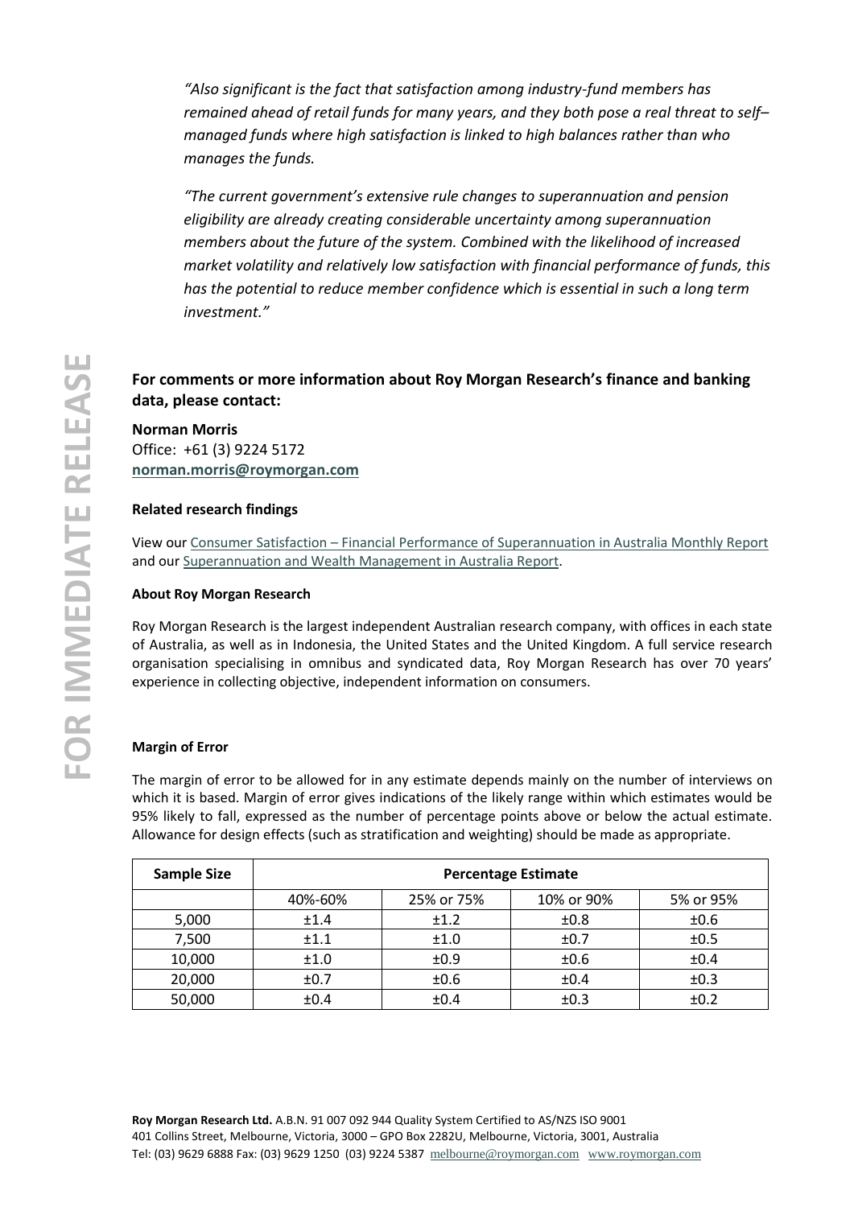*"Also significant is the fact that satisfaction among industry-fund members has remained ahead of retail funds for many years, and they both pose a real threat to self–managed funds where high satisfaction is linked to high balances rather than who manages the funds.*

*"The current government's extensive rule changes to superannuation and pension eligibility are already creating considerable uncertainty among superannuation members about the future of the system. Combined with the likelihood of increased market volatility and relatively low satisfaction with financial performance of funds, this has the potential to reduce member confidence which is essential in such a long term investment."*

**For comments or more information about Roy Morgan Research's finance and banking data, please contact:**

**Norman Morris**
Office: +61 (3) 9224 5172
**norman.morris@roymorgan.com**

**Related research findings**

View our Consumer Satisfaction – Financial Performance of Superannuation in Australia Monthly Report and our Superannuation and Wealth Management in Australia Report.

**About Roy Morgan Research**

Roy Morgan Research is the largest independent Australian research company, with offices in each state of Australia, as well as in Indonesia, the United States and the United Kingdom. A full service research organisation specialising in omnibus and syndicated data, Roy Morgan Research has over 70 years' experience in collecting objective, independent information on consumers.

**Margin of Error**

The margin of error to be allowed for in any estimate depends mainly on the number of interviews on which it is based. Margin of error gives indications of the likely range within which estimates would be 95% likely to fall, expressed as the number of percentage points above or below the actual estimate. Allowance for design effects (such as stratification and weighting) should be made as appropriate.

| Sample Size | Percentage Estimate | | | |
|---|---|---|---|---|
| | 40%-60% | 25% or 75% | 10% or 90% | 5% or 95% |
| 5,000 | ±1.4 | ±1.2 | ±0.8 | ±0.6 |
| 7,500 | ±1.1 | ±1.0 | ±0.7 | ±0.5 |
| 10,000 | ±1.0 | ±0.9 | ±0.6 | ±0.4 |
| 20,000 | ±0.7 | ±0.6 | ±0.4 | ±0.3 |
| 50,000 | ±0.4 | ±0.4 | ±0.3 | ±0.2 |

**Roy Morgan Research Ltd.** A.B.N. 91 007 092 944 Quality System Certified to AS/NZS ISO 9001
401 Collins Street, Melbourne, Victoria, 3000 – GPO Box 2282U, Melbourne, Victoria, 3001, Australia
Tel: (03) 9629 6888 Fax: (03) 9629 1250 (03) 9224 5387 melbourne@roymorgan.com www.roymorgan.com